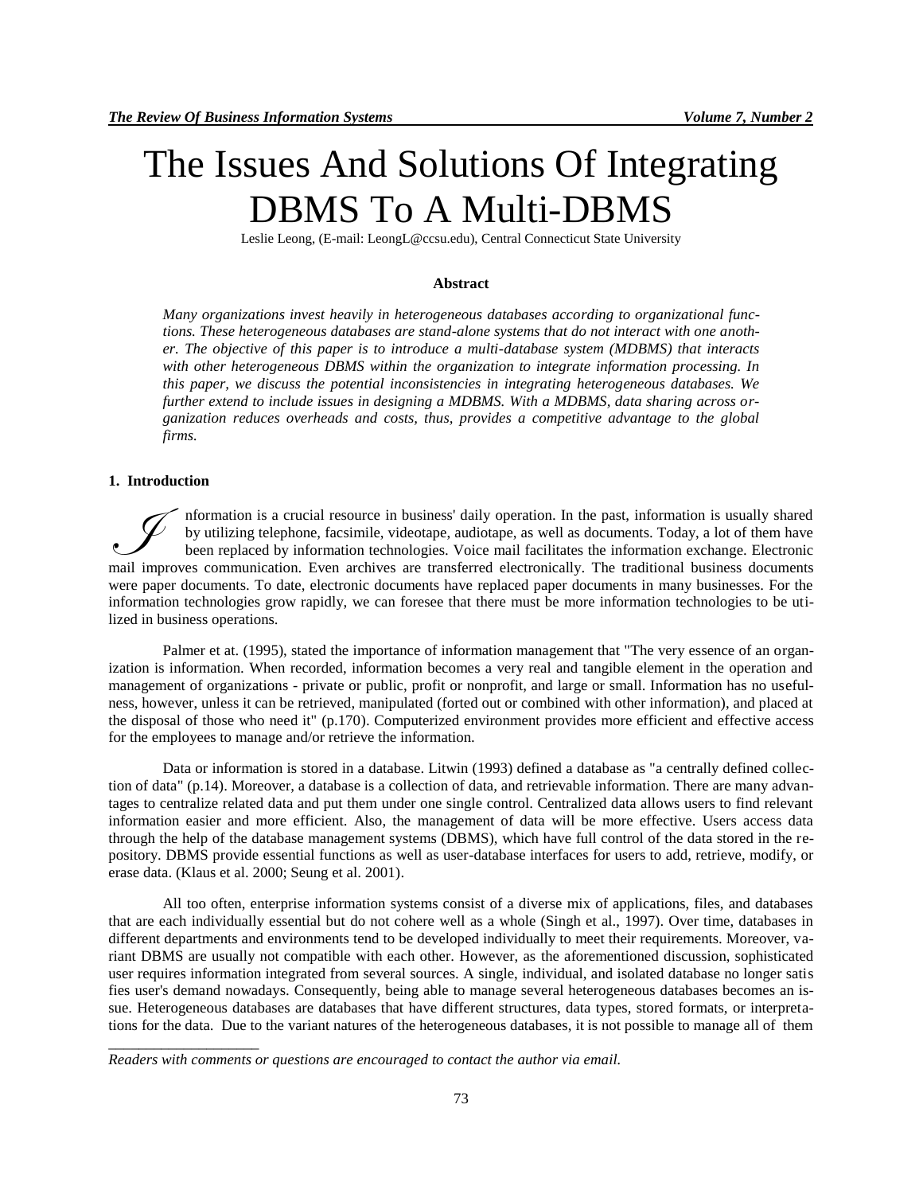# The Issues And Solutions Of Integrating DBMS To A Multi-DBMS

Leslie Leong, (E-mail: LeongL@ccsu.edu), Central Connecticut State University

### Abstract

*Many organizations invest heavily in heterogeneous databases according to organizational functions. These heterogeneous databases are stand-alone systems that do not interact with one another. The objective of this paper is to introduce a multi-database system (MDBMS) that interacts with other heterogeneous DBMS within the organization to integrate information processing. In this paper, we discuss the potential inconsistencies in integrating heterogeneous databases. We further extend to include issues in designing a MDBMS. With a MDBMS, data sharing across organization reduces overheads and costs, thus, provides a competitive advantage to the global firms.*

## 1. Introduction

Information is a crucial resource in business' daily operation. In the past, information is usually shared by utilizing telephone, facsimile, videotape, audiotape, as well as documents. Today, a lot of them have been replaced by information technologies. Voice mail facilitates the information exchange. Electronic mail improves communication. Even archives are transferred electronically. The traditional business documents were paper documents. To date, electronic documents have replaced paper documents in many businesses. For the information technologies grow rapidly, we can foresee that there must be more information technologies to be utilized in business operations.

Palmer et at. (1995), stated the importance of information management that "The very essence of an organization is information. When recorded, information becomes a very real and tangible element in the operation and management of organizations - private or public, profit or nonprofit, and large or small. Information has no usefulness, however, unless it can be retrieved, manipulated (forted out or combined with other information), and placed at the disposal of those who need it" (p.170). Computerized environment provides more efficient and effective access for the employees to manage and/or retrieve the information.

Data or information is stored in a database. Litwin (1993) defined a database as "a centrally defined collection of data" (p.14). Moreover, a database is a collection of data, and retrievable information. There are many advantages to centralize related data and put them under one single control. Centralized data allows users to find relevant information easier and more efficient. Also, the management of data will be more effective. Users access data through the help of the database management systems (DBMS), which have full control of the data stored in the repository. DBMS provide essential functions as well as user-database interfaces for users to add, retrieve, modify, or erase data. (Klaus et al. 2000; Seung et al. 2001).

All too often, enterprise information systems consist of a diverse mix of applications, files, and databases that are each individually essential but do not cohere well as a whole (Singh et al., 1997). Over time, databases in different departments and environments tend to be developed individually to meet their requirements. Moreover, variant DBMS are usually not compatible with each other. However, as the aforementioned discussion, sophisticated user requires information integrated from several sources. A single, individual, and isolated database no longer satisfies user's demand nowadays. Consequently, being able to manage several heterogeneous databases becomes an issue. Heterogeneous databases are databases that have different structures, data types, stored formats, or interpretations for the data. Due to the variant natures of the heterogeneous databases, it is not possible to manage all of them

---

*Readers with comments or questions are encouraged to contact the author via email.*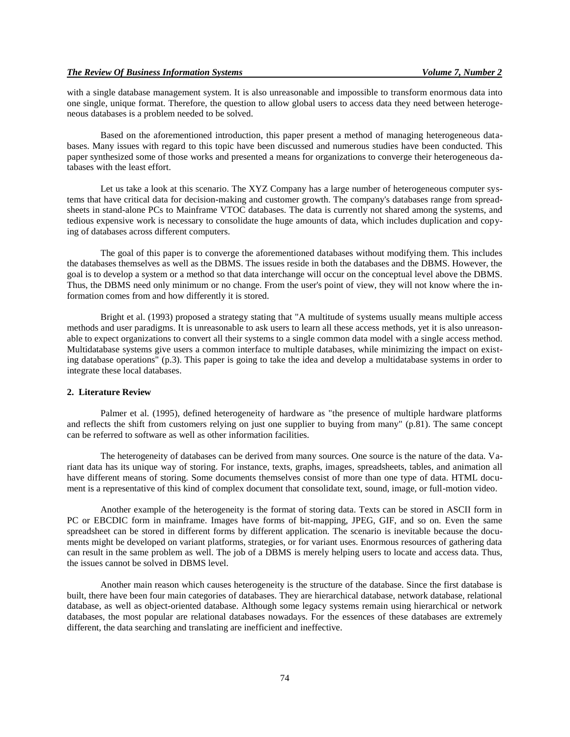with a single database management system. It is also unreasonable and impossible to transform enormous data into one single, unique format. Therefore, the question to allow global users to access data they need between heterogeneous databases is a problem needed to be solved.

Based on the aforementioned introduction, this paper present a method of managing heterogeneous databases. Many issues with regard to this topic have been discussed and numerous studies have been conducted. This paper synthesized some of those works and presented a means for organizations to converge their heterogeneous databases with the least effort.

Let us take a look at this scenario. The XYZ Company has a large number of heterogeneous computer systems that have critical data for decision-making and customer growth. The company's databases range from spreadsheets in stand-alone PCs to Mainframe VTOC databases. The data is currently not shared among the systems, and tedious expensive work is necessary to consolidate the huge amounts of data, which includes duplication and copying of databases across different computers.

The goal of this paper is to converge the aforementioned databases without modifying them. This includes the databases themselves as well as the DBMS. The issues reside in both the databases and the DBMS. However, the goal is to develop a system or a method so that data interchange will occur on the conceptual level above the DBMS. Thus, the DBMS need only minimum or no change. From the user's point of view, they will not know where the information comes from and how differently it is stored.

Bright et al. (1993) proposed a strategy stating that "A multitude of systems usually means multiple access methods and user paradigms. It is unreasonable to ask users to learn all these access methods, yet it is also unreasonable to expect organizations to convert all their systems to a single common data model with a single access method. Multidatabase systems give users a common interface to multiple databases, while minimizing the impact on existing database operations" (p.3). This paper is going to take the idea and develop a multidatabase systems in order to integrate these local databases.

## 2. Literature Review

Palmer et al. (1995), defined heterogeneity of hardware as "the presence of multiple hardware platforms and reflects the shift from customers relying on just one supplier to buying from many" (p.81). The same concept can be referred to software as well as other information facilities.

The heterogeneity of databases can be derived from many sources. One source is the nature of the data. Variant data has its unique way of storing. For instance, texts, graphs, images, spreadsheets, tables, and animation all have different means of storing. Some documents themselves consist of more than one type of data. HTML document is a representative of this kind of complex document that consolidate text, sound, image, or full-motion video.

Another example of the heterogeneity is the format of storing data. Texts can be stored in ASCII form in PC or EBCDIC form in mainframe. Images have forms of bit-mapping, JPEG, GIF, and so on. Even the same spreadsheet can be stored in different forms by different application. The scenario is inevitable because the documents might be developed on variant platforms, strategies, or for variant uses. Enormous resources of gathering data can result in the same problem as well. The job of a DBMS is merely helping users to locate and access data. Thus, the issues cannot be solved in DBMS level.

Another main reason which causes heterogeneity is the structure of the database. Since the first database is built, there have been four main categories of databases. They are hierarchical database, network database, relational database, as well as object-oriented database. Although some legacy systems remain using hierarchical or network databases, the most popular are relational databases nowadays. For the essences of these databases are extremely different, the data searching and translating are inefficient and ineffective.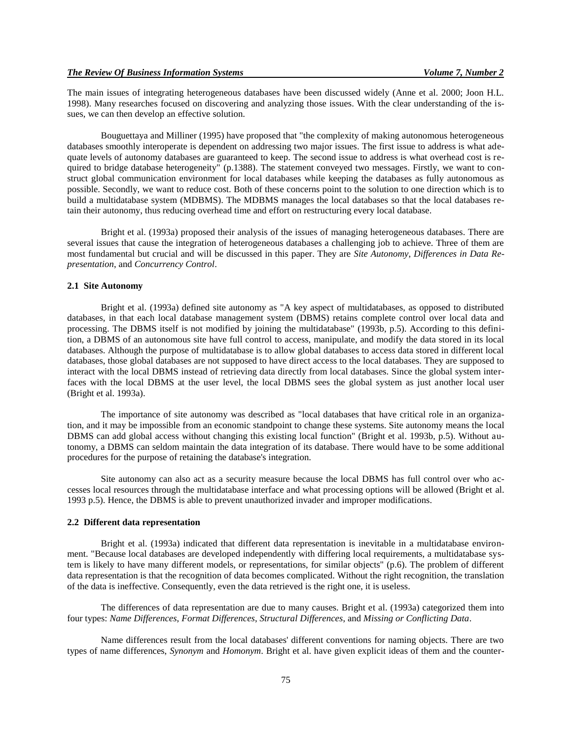The main issues of integrating heterogeneous databases have been discussed widely (Anne et al. 2000; Joon H.L. 1998). Many researches focused on discovering and analyzing those issues. With the clear understanding of the issues, we can then develop an effective solution.

Bouguettaya and Milliner (1995) have proposed that "the complexity of making autonomous heterogeneous databases smoothly interoperate is dependent on addressing two major issues. The first issue to address is what adequate levels of autonomy databases are guaranteed to keep. The second issue to address is what overhead cost is required to bridge database heterogeneity" (p.1388). The statement conveyed two messages. Firstly, we want to construct global communication environment for local databases while keeping the databases as fully autonomous as possible. Secondly, we want to reduce cost. Both of these concerns point to the solution to one direction which is to build a multidatabase system (MDBMS). The MDBMS manages the local databases so that the local databases retain their autonomy, thus reducing overhead time and effort on restructuring every local database.

Bright et al. (1993a) proposed their analysis of the issues of managing heterogeneous databases. There are several issues that cause the integration of heterogeneous databases a challenging job to achieve. Three of them are most fundamental but crucial and will be discussed in this paper. They are *Site Autonomy*, *Differences in Data Representation*, and *Concurrency Control*.

### 2.1 Site Autonomy

Bright et al. (1993a) defined site autonomy as "A key aspect of multidatabases, as opposed to distributed databases, in that each local database management system (DBMS) retains complete control over local data and processing. The DBMS itself is not modified by joining the multidatabase" (1993b, p.5). According to this definition, a DBMS of an autonomous site have full control to access, manipulate, and modify the data stored in its local databases. Although the purpose of multidatabase is to allow global databases to access data stored in different local databases, those global databases are not supposed to have direct access to the local databases. They are supposed to interact with the local DBMS instead of retrieving data directly from local databases. Since the global system interfaces with the local DBMS at the user level, the local DBMS sees the global system as just another local user (Bright et al. 1993a).

The importance of site autonomy was described as "local databases that have critical role in an organization, and it may be impossible from an economic standpoint to change these systems. Site autonomy means the local DBMS can add global access without changing this existing local function" (Bright et al. 1993b, p.5). Without autonomy, a DBMS can seldom maintain the data integration of its database. There would have to be some additional procedures for the purpose of retaining the database's integration.

Site autonomy can also act as a security measure because the local DBMS has full control over who accesses local resources through the multidatabase interface and what processing options will be allowed (Bright et al. 1993 p.5). Hence, the DBMS is able to prevent unauthorized invader and improper modifications.

### 2.2 Different data representation

Bright et al. (1993a) indicated that different data representation is inevitable in a multidatabase environment. "Because local databases are developed independently with differing local requirements, a multidatabase system is likely to have many different models, or representations, for similar objects" (p.6). The problem of different data representation is that the recognition of data becomes complicated. Without the right recognition, the translation of the data is ineffective. Consequently, even the data retrieved is the right one, it is useless.

The differences of data representation are due to many causes. Bright et al. (1993a) categorized them into four types: *Name Differences*, *Format Differences*, *Structural Differences*, and *Missing or Conflicting Data*.

Name differences result from the local databases' different conventions for naming objects. There are two types of name differences, *Synonym* and *Homonym*. Bright et al. have given explicit ideas of them and the counter-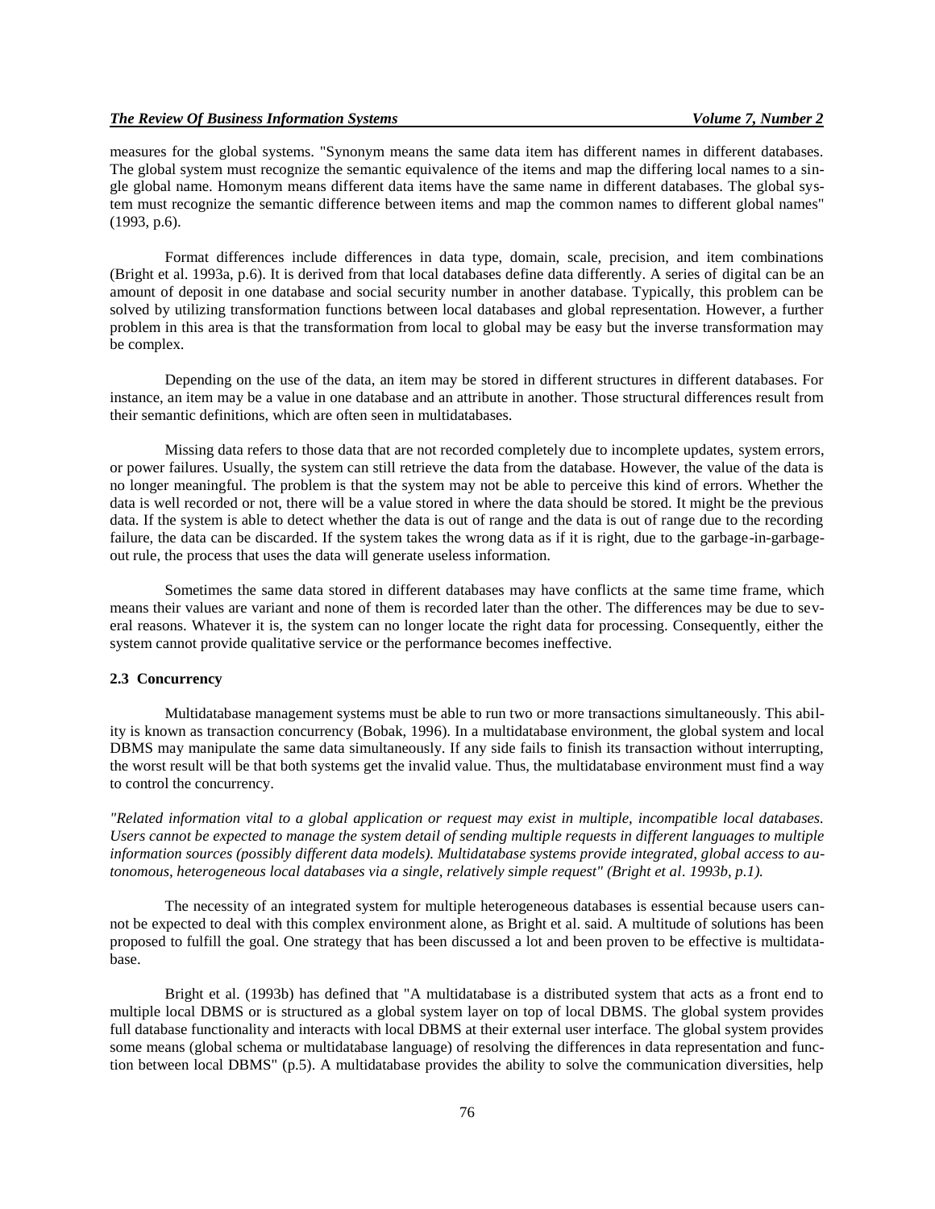measures for the global systems. "Synonym means the same data item has different names in different databases. The global system must recognize the semantic equivalence of the items and map the differing local names to a single global name. Homonym means different data items have the same name in different databases. The global system must recognize the semantic difference between items and map the common names to different global names" (1993, p.6).

Format differences include differences in data type, domain, scale, precision, and item combinations (Bright et al. 1993a, p.6). It is derived from that local databases define data differently. A series of digital can be an amount of deposit in one database and social security number in another database. Typically, this problem can be solved by utilizing transformation functions between local databases and global representation. However, a further problem in this area is that the transformation from local to global may be easy but the inverse transformation may be complex.

Depending on the use of the data, an item may be stored in different structures in different databases. For instance, an item may be a value in one database and an attribute in another. Those structural differences result from their semantic definitions, which are often seen in multidatabases.

Missing data refers to those data that are not recorded completely due to incomplete updates, system errors, or power failures. Usually, the system can still retrieve the data from the database. However, the value of the data is no longer meaningful. The problem is that the system may not be able to perceive this kind of errors. Whether the data is well recorded or not, there will be a value stored in where the data should be stored. It might be the previous data. If the system is able to detect whether the data is out of range and the data is out of range due to the recording failure, the data can be discarded. If the system takes the wrong data as if it is right, due to the garbage-in-garbage-out rule, the process that uses the data will generate useless information.

Sometimes the same data stored in different databases may have conflicts at the same time frame, which means their values are variant and none of them is recorded later than the other. The differences may be due to several reasons. Whatever it is, the system can no longer locate the right data for processing. Consequently, either the system cannot provide qualitative service or the performance becomes ineffective.

### 2.3 Concurrency

Multidatabase management systems must be able to run two or more transactions simultaneously. This ability is known as transaction concurrency (Bobak, 1996). In a multidatabase environment, the global system and local DBMS may manipulate the same data simultaneously. If any side fails to finish its transaction without interrupting, the worst result will be that both systems get the invalid value. Thus, the multidatabase environment must find a way to control the concurrency.

*"Related information vital to a global application or request may exist in multiple, incompatible local databases. Users cannot be expected to manage the system detail of sending multiple requests in different languages to multiple information sources (possibly different data models). Multidatabase systems provide integrated, global access to autonomous, heterogeneous local databases via a single, relatively simple request" (Bright et al. 1993b, p.1).*

The necessity of an integrated system for multiple heterogeneous databases is essential because users cannot be expected to deal with this complex environment alone, as Bright et al. said. A multitude of solutions has been proposed to fulfill the goal. One strategy that has been discussed a lot and been proven to be effective is multidatabase.

Bright et al. (1993b) has defined that "A multidatabase is a distributed system that acts as a front end to multiple local DBMS or is structured as a global system layer on top of local DBMS. The global system provides full database functionality and interacts with local DBMS at their external user interface. The global system provides some means (global schema or multidatabase language) of resolving the differences in data representation and function between local DBMS" (p.5). A multidatabase provides the ability to solve the communication diversities, help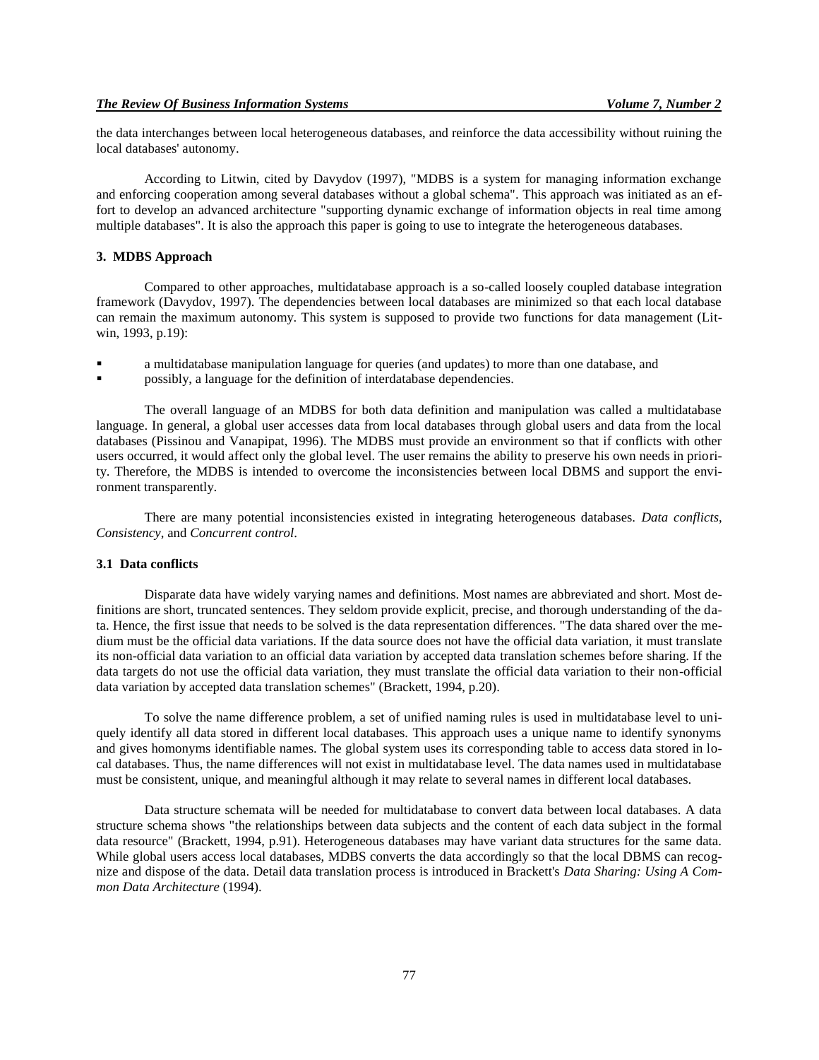the data interchanges between local heterogeneous databases, and reinforce the data accessibility without ruining the local databases' autonomy.

According to Litwin, cited by Davydov (1997), "MDBS is a system for managing information exchange and enforcing cooperation among several databases without a global schema". This approach was initiated as an effort to develop an advanced architecture "supporting dynamic exchange of information objects in real time among multiple databases". It is also the approach this paper is going to use to integrate the heterogeneous databases.

### 3. MDBS Approach

Compared to other approaches, multidatabase approach is a so-called loosely coupled database integration framework (Davydov, 1997). The dependencies between local databases are minimized so that each local database can remain the maximum autonomy. This system is supposed to provide two functions for data management (Litwin, 1993, p.19):

- a multidatabase manipulation language for queries (and updates) to more than one database, and
- possibly, a language for the definition of interdatabase dependencies.

The overall language of an MDBS for both data definition and manipulation was called a multidatabase language. In general, a global user accesses data from local databases through global users and data from the local databases (Pissinou and Vanapipat, 1996). The MDBS must provide an environment so that if conflicts with other users occurred, it would affect only the global level. The user remains the ability to preserve his own needs in priority. Therefore, the MDBS is intended to overcome the inconsistencies between local DBMS and support the environment transparently.

There are many potential inconsistencies existed in integrating heterogeneous databases. *Data conflicts*, *Consistency*, and *Concurrent control*.

#### 3.1 Data conflicts

Disparate data have widely varying names and definitions. Most names are abbreviated and short. Most definitions are short, truncated sentences. They seldom provide explicit, precise, and thorough understanding of the data. Hence, the first issue that needs to be solved is the data representation differences. "The data shared over the medium must be the official data variations. If the data source does not have the official data variation, it must translate its non-official data variation to an official data variation by accepted data translation schemes before sharing. If the data targets do not use the official data variation, they must translate the official data variation to their non-official data variation by accepted data translation schemes" (Brackett, 1994, p.20).

To solve the name difference problem, a set of unified naming rules is used in multidatabase level to uniquely identify all data stored in different local databases. This approach uses a unique name to identify synonyms and gives homonyms identifiable names. The global system uses its corresponding table to access data stored in local databases. Thus, the name differences will not exist in multidatabase level. The data names used in multidatabase must be consistent, unique, and meaningful although it may relate to several names in different local databases.

Data structure schemata will be needed for multidatabase to convert data between local databases. A data structure schema shows "the relationships between data subjects and the content of each data subject in the formal data resource" (Brackett, 1994, p.91). Heterogeneous databases may have variant data structures for the same data. While global users access local databases, MDBS converts the data accordingly so that the local DBMS can recognize and dispose of the data. Detail data translation process is introduced in Brackett's *Data Sharing: Using A Common Data Architecture* (1994).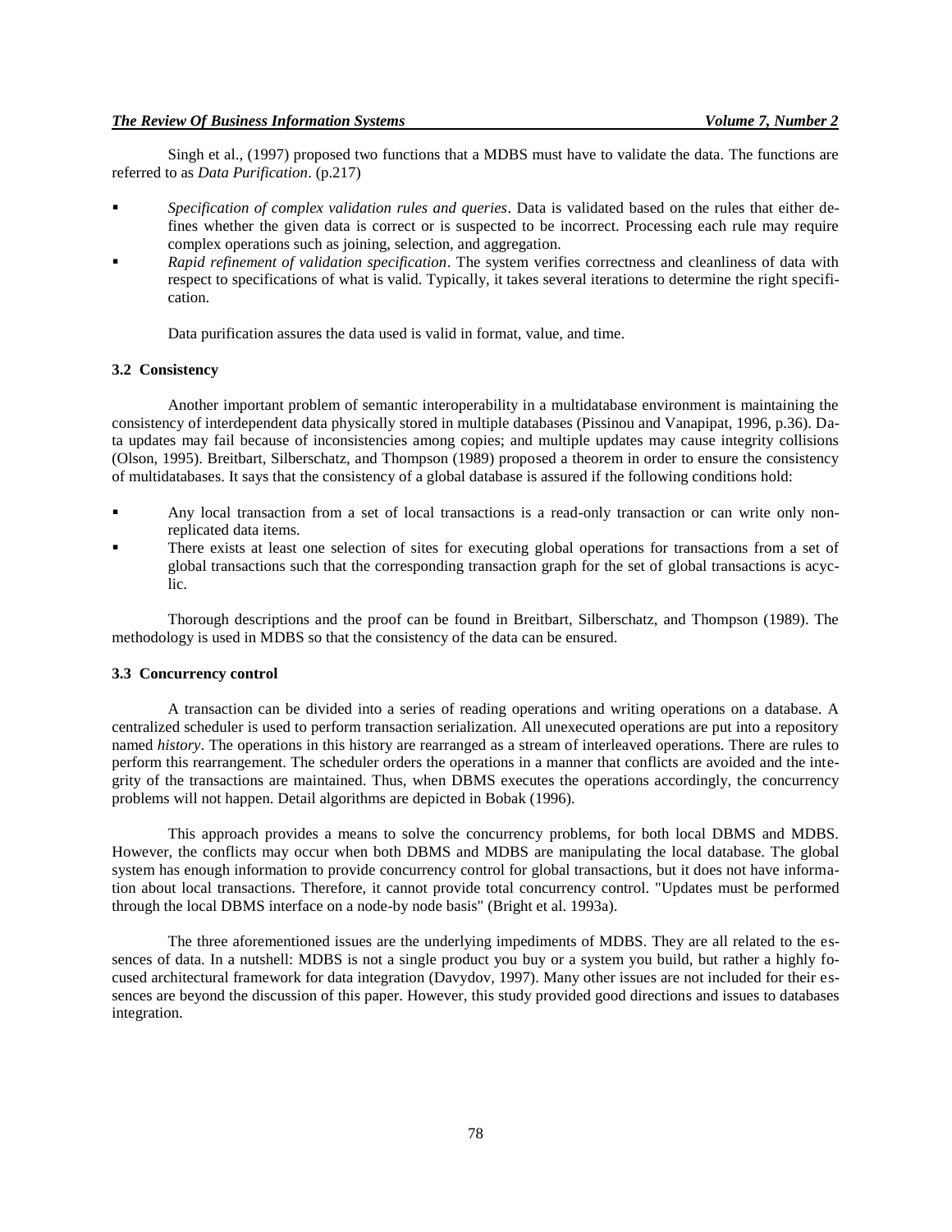Singh et al., (1997) proposed two functions that a MDBS must have to validate the data. The functions are referred to as *Data Purification*. (p.217)

- *Specification of complex validation rules and queries*. Data is validated based on the rules that either defines whether the given data is correct or is suspected to be incorrect. Processing each rule may require complex operations such as joining, selection, and aggregation.
- *Rapid refinement of validation specification*. The system verifies correctness and cleanliness of data with respect to specifications of what is valid. Typically, it takes several iterations to determine the right specification.

Data purification assures the data used is valid in format, value, and time.

### 3.2 Consistency

Another important problem of semantic interoperability in a multidatabase environment is maintaining the consistency of interdependent data physically stored in multiple databases (Pissinou and Vanapipat, 1996, p.36). Data updates may fail because of inconsistencies among copies; and multiple updates may cause integrity collisions (Olson, 1995). Breitbart, Silberschatz, and Thompson (1989) proposed a theorem in order to ensure the consistency of multidatabases. It says that the consistency of a global database is assured if the following conditions hold:

- Any local transaction from a set of local transactions is a read-only transaction or can write only non-replicated data items.
- There exists at least one selection of sites for executing global operations for transactions from a set of global transactions such that the corresponding transaction graph for the set of global transactions is acyclic.

Thorough descriptions and the proof can be found in Breitbart, Silberschatz, and Thompson (1989). The methodology is used in MDBS so that the consistency of the data can be ensured.

### 3.3 Concurrency control

A transaction can be divided into a series of reading operations and writing operations on a database. A centralized scheduler is used to perform transaction serialization. All unexecuted operations are put into a repository named *history*. The operations in this history are rearranged as a stream of interleaved operations. There are rules to perform this rearrangement. The scheduler orders the operations in a manner that conflicts are avoided and the integrity of the transactions are maintained. Thus, when DBMS executes the operations accordingly, the concurrency problems will not happen. Detail algorithms are depicted in Bobak (1996).

This approach provides a means to solve the concurrency problems, for both local DBMS and MDBS. However, the conflicts may occur when both DBMS and MDBS are manipulating the local database. The global system has enough information to provide concurrency control for global transactions, but it does not have information about local transactions. Therefore, it cannot provide total concurrency control. "Updates must be performed through the local DBMS interface on a node-by node basis" (Bright et al. 1993a).

The three aforementioned issues are the underlying impediments of MDBS. They are all related to the essences of data. In a nutshell: MDBS is not a single product you buy or a system you build, but rather a highly focused architectural framework for data integration (Davydov, 1997). Many other issues are not included for their essences are beyond the discussion of this paper. However, this study provided good directions and issues to databases integration.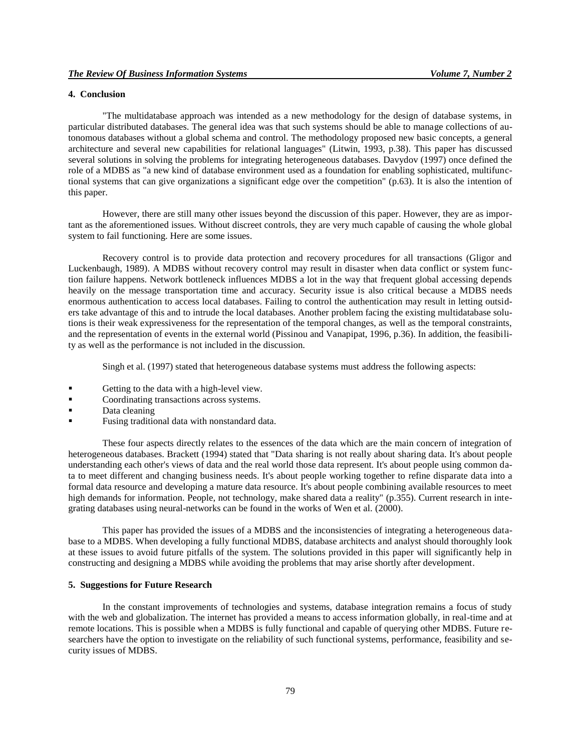## 4. Conclusion

"The multidatabase approach was intended as a new methodology for the design of database systems, in particular distributed databases. The general idea was that such systems should be able to manage collections of autonomous databases without a global schema and control. The methodology proposed new basic concepts, a general architecture and several new capabilities for relational languages" (Litwin, 1993, p.38). This paper has discussed several solutions in solving the problems for integrating heterogeneous databases. Davydov (1997) once defined the role of a MDBS as "a new kind of database environment used as a foundation for enabling sophisticated, multifunctional systems that can give organizations a significant edge over the competition" (p.63). It is also the intention of this paper.

However, there are still many other issues beyond the discussion of this paper. However, they are as important as the aforementioned issues. Without discreet controls, they are very much capable of causing the whole global system to fail functioning. Here are some issues.

Recovery control is to provide data protection and recovery procedures for all transactions (Gligor and Luckenbaugh, 1989). A MDBS without recovery control may result in disaster when data conflict or system function failure happens. Network bottleneck influences MDBS a lot in the way that frequent global accessing depends heavily on the message transportation time and accuracy. Security issue is also critical because a MDBS needs enormous authentication to access local databases. Failing to control the authentication may result in letting outsiders take advantage of this and to intrude the local databases. Another problem facing the existing multidatabase solutions is their weak expressiveness for the representation of the temporal changes, as well as the temporal constraints, and the representation of events in the external world (Pissinou and Vanapipat, 1996, p.36). In addition, the feasibility as well as the performance is not included in the discussion.

Singh et al. (1997) stated that heterogeneous database systems must address the following aspects:

- Getting to the data with a high-level view.
- Coordinating transactions across systems.
- Data cleaning
- Fusing traditional data with nonstandard data.

These four aspects directly relates to the essences of the data which are the main concern of integration of heterogeneous databases. Brackett (1994) stated that "Data sharing is not really about sharing data. It's about people understanding each other's views of data and the real world those data represent. It's about people using common data to meet different and changing business needs. It's about people working together to refine disparate data into a formal data resource and developing a mature data resource. It's about people combining available resources to meet high demands for information. People, not technology, make shared data a reality" (p.355). Current research in integrating databases using neural-networks can be found in the works of Wen et al. (2000).

This paper has provided the issues of a MDBS and the inconsistencies of integrating a heterogeneous database to a MDBS. When developing a fully functional MDBS, database architects and analyst should thoroughly look at these issues to avoid future pitfalls of the system. The solutions provided in this paper will significantly help in constructing and designing a MDBS while avoiding the problems that may arise shortly after development.

## 5. Suggestions for Future Research

In the constant improvements of technologies and systems, database integration remains a focus of study with the web and globalization. The internet has provided a means to access information globally, in real-time and at remote locations. This is possible when a MDBS is fully functional and capable of querying other MDBS. Future researchers have the option to investigate on the reliability of such functional systems, performance, feasibility and security issues of MDBS.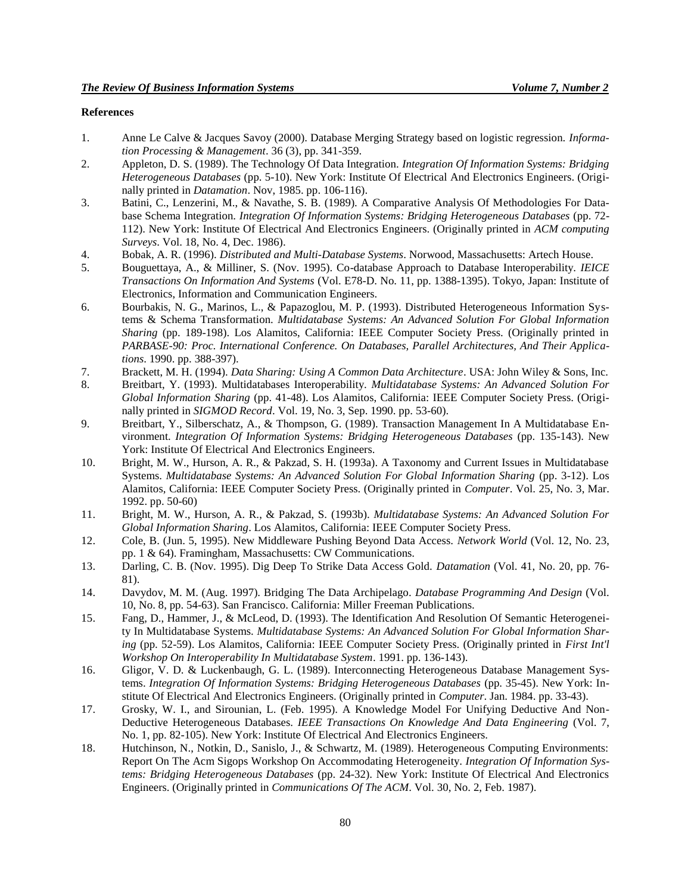**References**

1. Anne Le Calve & Jacques Savoy (2000). Database Merging Strategy based on logistic regression. *Information Processing & Management*. 36 (3), pp. 341-359.
2. Appleton, D. S. (1989). The Technology Of Data Integration. *Integration Of Information Systems: Bridging Heterogeneous Databases* (pp. 5-10). New York: Institute Of Electrical And Electronics Engineers. (Originally printed in *Datamation*. Nov, 1985. pp. 106-116).
3. Batini, C., Lenzerini, M., & Navathe, S. B. (1989). A Comparative Analysis Of Methodologies For Database Schema Integration. *Integration Of Information Systems: Bridging Heterogeneous Databases* (pp. 72-112). New York: Institute Of Electrical And Electronics Engineers. (Originally printed in *ACM computing Surveys*. Vol. 18, No. 4, Dec. 1986).
4. Bobak, A. R. (1996). *Distributed and Multi-Database Systems*. Norwood, Massachusetts: Artech House.
5. Bouguettaya, A., & Milliner, S. (Nov. 1995). Co-database Approach to Database Interoperability. *IEICE Transactions On Information And Systems* (Vol. E78-D. No. 11, pp. 1388-1395). Tokyo, Japan: Institute of Electronics, Information and Communication Engineers.
6. Bourbakis, N. G., Marinos, L., & Papazoglou, M. P. (1993). Distributed Heterogeneous Information Systems & Schema Transformation. *Multidatabase Systems: An Advanced Solution For Global Information Sharing* (pp. 189-198). Los Alamitos, California: IEEE Computer Society Press. (Originally printed in *PARBASE-90: Proc. International Conference. On Databases, Parallel Architectures, And Their Applications*. 1990. pp. 388-397).
7. Brackett, M. H. (1994). *Data Sharing: Using A Common Data Architecture*. USA: John Wiley & Sons, Inc.
8. Breitbart, Y. (1993). Multidatabases Interoperability. *Multidatabase Systems: An Advanced Solution For Global Information Sharing* (pp. 41-48). Los Alamitos, California: IEEE Computer Society Press. (Originally printed in *SIGMOD Record*. Vol. 19, No. 3, Sep. 1990. pp. 53-60).
9. Breitbart, Y., Silberschatz, A., & Thompson, G. (1989). Transaction Management In A Multidatabase Environment. *Integration Of Information Systems: Bridging Heterogeneous Databases* (pp. 135-143). New York: Institute Of Electrical And Electronics Engineers.
10. Bright, M. W., Hurson, A. R., & Pakzad, S. H. (1993a). A Taxonomy and Current Issues in Multidatabase Systems. *Multidatabase Systems: An Advanced Solution For Global Information Sharing* (pp. 3-12). Los Alamitos, California: IEEE Computer Society Press. (Originally printed in *Computer*. Vol. 25, No. 3, Mar. 1992. pp. 50-60)
11. Bright, M. W., Hurson, A. R., & Pakzad, S. (1993b). *Multidatabase Systems: An Advanced Solution For Global Information Sharing*. Los Alamitos, California: IEEE Computer Society Press.
12. Cole, B. (Jun. 5, 1995). New Middleware Pushing Beyond Data Access. *Network World* (Vol. 12, No. 23, pp. 1 & 64). Framingham, Massachusetts: CW Communications.
13. Darling, C. B. (Nov. 1995). Dig Deep To Strike Data Access Gold. *Datamation* (Vol. 41, No. 20, pp. 76-81).
14. Davydov, M. M. (Aug. 1997). Bridging The Data Archipelago. *Database Programming And Design* (Vol. 10, No. 8, pp. 54-63). San Francisco. California: Miller Freeman Publications.
15. Fang, D., Hammer, J., & McLeod, D. (1993). The Identification And Resolution Of Semantic Heterogeneity In Multidatabase Systems. *Multidatabase Systems: An Advanced Solution For Global Information Sharing* (pp. 52-59). Los Alamitos, California: IEEE Computer Society Press. (Originally printed in *First Int'l Workshop On Interoperability In Multidatabase System*. 1991. pp. 136-143).
16. Gligor, V. D. & Luckenbaugh, G. L. (1989). Interconnecting Heterogeneous Database Management Systems. *Integration Of Information Systems: Bridging Heterogeneous Databases* (pp. 35-45). New York: Institute Of Electrical And Electronics Engineers. (Originally printed in *Computer*. Jan. 1984. pp. 33-43).
17. Grosky, W. I., and Sirounian, L. (Feb. 1995). A Knowledge Model For Unifying Deductive And Non-Deductive Heterogeneous Databases. *IEEE Transactions On Knowledge And Data Engineering* (Vol. 7, No. 1, pp. 82-105). New York: Institute Of Electrical And Electronics Engineers.
18. Hutchinson, N., Notkin, D., Sanislo, J., & Schwartz, M. (1989). Heterogeneous Computing Environments: Report On The Acm Sigops Workshop On Accommodating Heterogeneity. *Integration Of Information Systems: Bridging Heterogeneous Databases* (pp. 24-32). New York: Institute Of Electrical And Electronics Engineers. (Originally printed in *Communications Of The ACM*. Vol. 30, No. 2, Feb. 1987).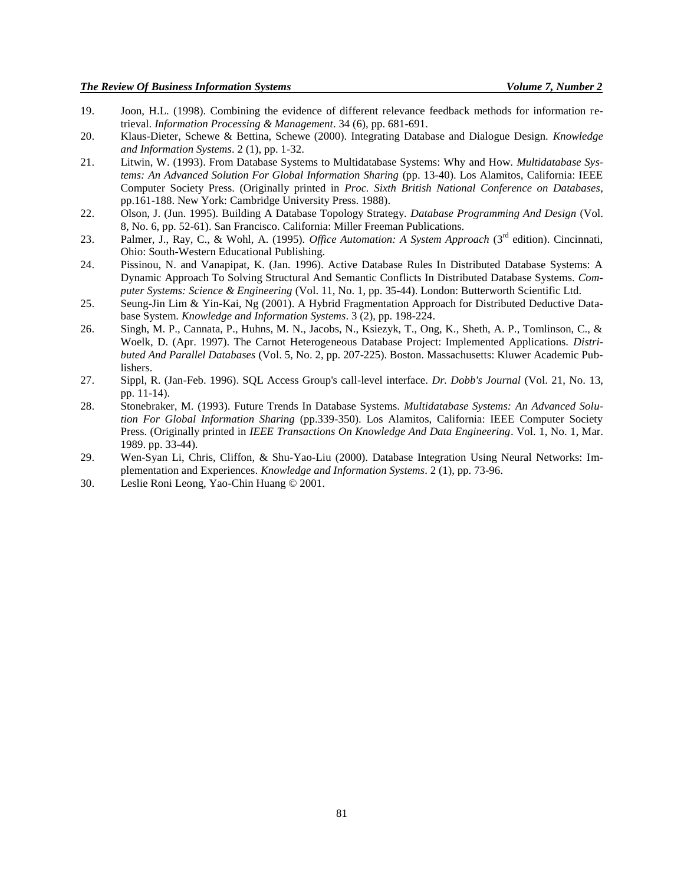19. Joon, H.L. (1998). Combining the evidence of different relevance feedback methods for information retrieval. *Information Processing & Management*. 34 (6), pp. 681-691.
20. Klaus-Dieter, Schewe & Bettina, Schewe (2000). Integrating Database and Dialogue Design. *Knowledge and Information Systems*. 2 (1), pp. 1-32.
21. Litwin, W. (1993). From Database Systems to Multidatabase Systems: Why and How. *Multidatabase Systems: An Advanced Solution For Global Information Sharing* (pp. 13-40). Los Alamitos, California: IEEE Computer Society Press. (Originally printed in *Proc. Sixth British National Conference on Databases*, pp.161-188. New York: Cambridge University Press. 1988).
22. Olson, J. (Jun. 1995). Building A Database Topology Strategy. *Database Programming And Design* (Vol. 8, No. 6, pp. 52-61). San Francisco. California: Miller Freeman Publications.
23. Palmer, J., Ray, C., & Wohl, A. (1995). *Office Automation: A System Approach* (3rd edition). Cincinnati, Ohio: South-Western Educational Publishing.
24. Pissinou, N. and Vanapipat, K. (Jan. 1996). Active Database Rules In Distributed Database Systems: A Dynamic Approach To Solving Structural And Semantic Conflicts In Distributed Database Systems. *Computer Systems: Science & Engineering* (Vol. 11, No. 1, pp. 35-44). London: Butterworth Scientific Ltd.
25. Seung-Jin Lim & Yin-Kai, Ng (2001). A Hybrid Fragmentation Approach for Distributed Deductive Database System. *Knowledge and Information Systems*. 3 (2), pp. 198-224.
26. Singh, M. P., Cannata, P., Huhns, M. N., Jacobs, N., Ksiezyk, T., Ong, K., Sheth, A. P., Tomlinson, C., & Woelk, D. (Apr. 1997). The Carnot Heterogeneous Database Project: Implemented Applications. *Distributed And Parallel Databases* (Vol. 5, No. 2, pp. 207-225). Boston. Massachusetts: Kluwer Academic Publishers.
27. Sippl, R. (Jan-Feb. 1996). SQL Access Group's call-level interface. *Dr. Dobb's Journal* (Vol. 21, No. 13, pp. 11-14).
28. Stonebraker, M. (1993). Future Trends In Database Systems. *Multidatabase Systems: An Advanced Solution For Global Information Sharing* (pp.339-350). Los Alamitos, California: IEEE Computer Society Press. (Originally printed in *IEEE Transactions On Knowledge And Data Engineering*. Vol. 1, No. 1, Mar. 1989. pp. 33-44).
29. Wen-Syan Li, Chris, Cliffon, & Shu-Yao-Liu (2000). Database Integration Using Neural Networks: Implementation and Experiences. *Knowledge and Information Systems*. 2 (1), pp. 73-96.
30. Leslie Roni Leong, Yao-Chin Huang © 2001.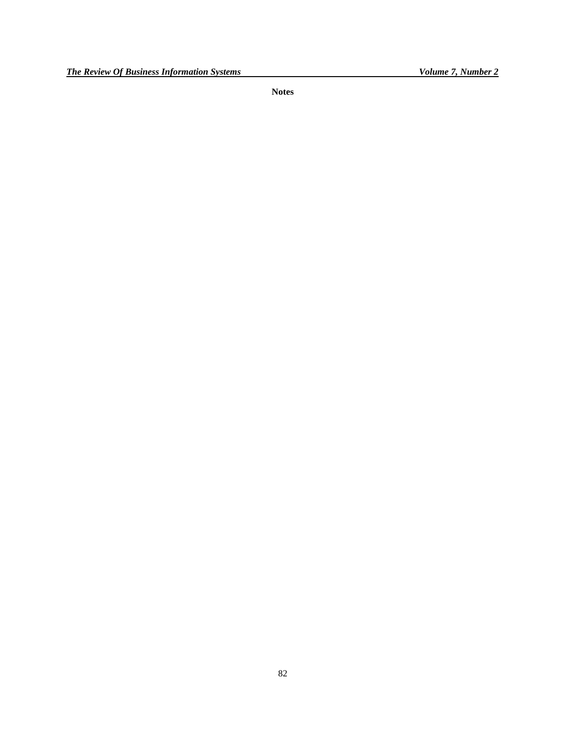**Notes**